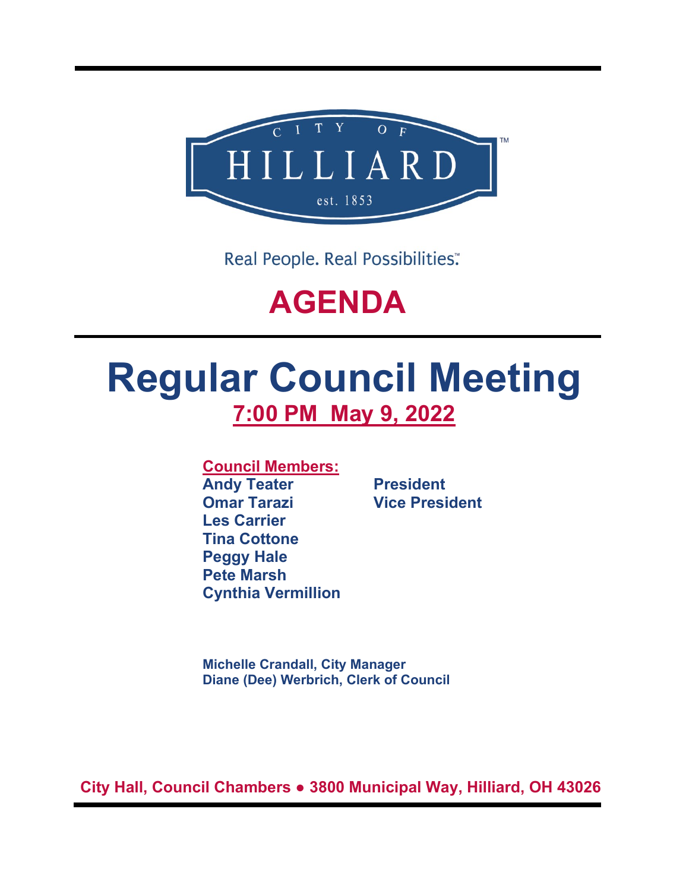CITY OF HILLIARD™

est. 1853

Real People. Real Possibilities.™

# AGENDA

# Regular Council Meeting

## 7:00 PM May 9, 2022

**Council Members:**

| | |
|---|---|
| **Andy Teater** | **President** |
| **Omar Tarazi** | **Vice President** |
| **Les Carrier** | |
| **Tina Cottone** | |
| **Peggy Hale** | |
| **Pete Marsh** | |
| **Cynthia Vermillion** | |

**Michelle Crandall, City Manager**
**Diane (Dee) Werbrich, Clerk of Council**

**City Hall, Council Chambers ● 3800 Municipal Way, Hilliard, OH 43026**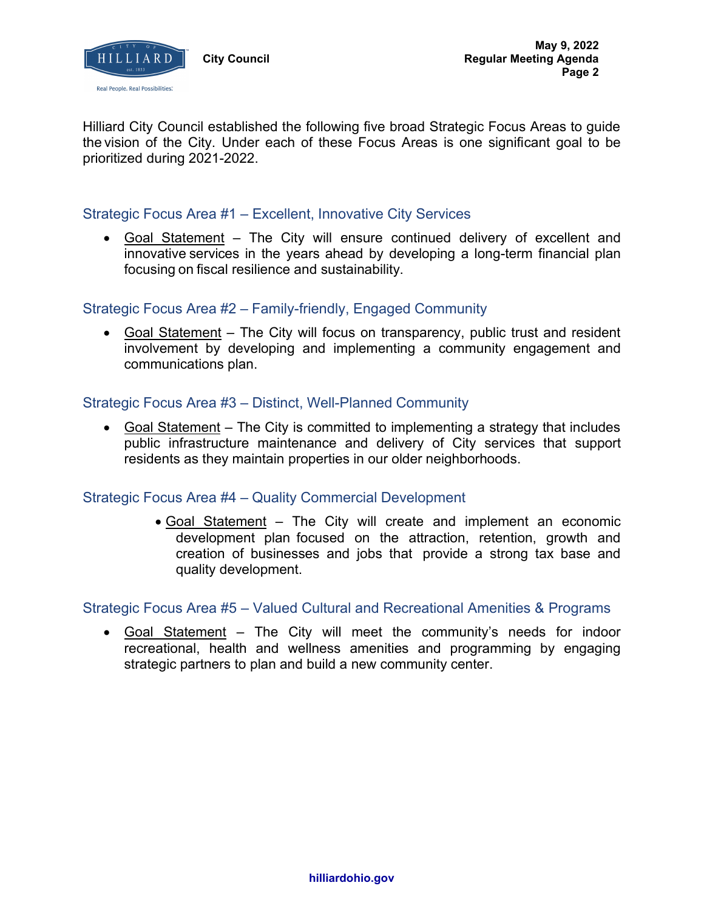Hilliard City Council established the following five broad Strategic Focus Areas to guide the vision of the City. Under each of these Focus Areas is one significant goal to be prioritized during 2021-2022.

## Strategic Focus Area #1 – Excellent, Innovative City Services

- Goal Statement – The City will ensure continued delivery of excellent and innovative services in the years ahead by developing a long-term financial plan focusing on fiscal resilience and sustainability.

## Strategic Focus Area #2 – Family-friendly, Engaged Community

- Goal Statement – The City will focus on transparency, public trust and resident involvement by developing and implementing a community engagement and communications plan.

## Strategic Focus Area #3 – Distinct, Well-Planned Community

- Goal Statement – The City is committed to implementing a strategy that includes public infrastructure maintenance and delivery of City services that support residents as they maintain properties in our older neighborhoods.

## Strategic Focus Area #4 – Quality Commercial Development

- Goal Statement – The City will create and implement an economic development plan focused on the attraction, retention, growth and creation of businesses and jobs that provide a strong tax base and quality development.

## Strategic Focus Area #5 – Valued Cultural and Recreational Amenities & Programs

- Goal Statement – The City will meet the community's needs for indoor recreational, health and wellness amenities and programming by engaging strategic partners to plan and build a new community center.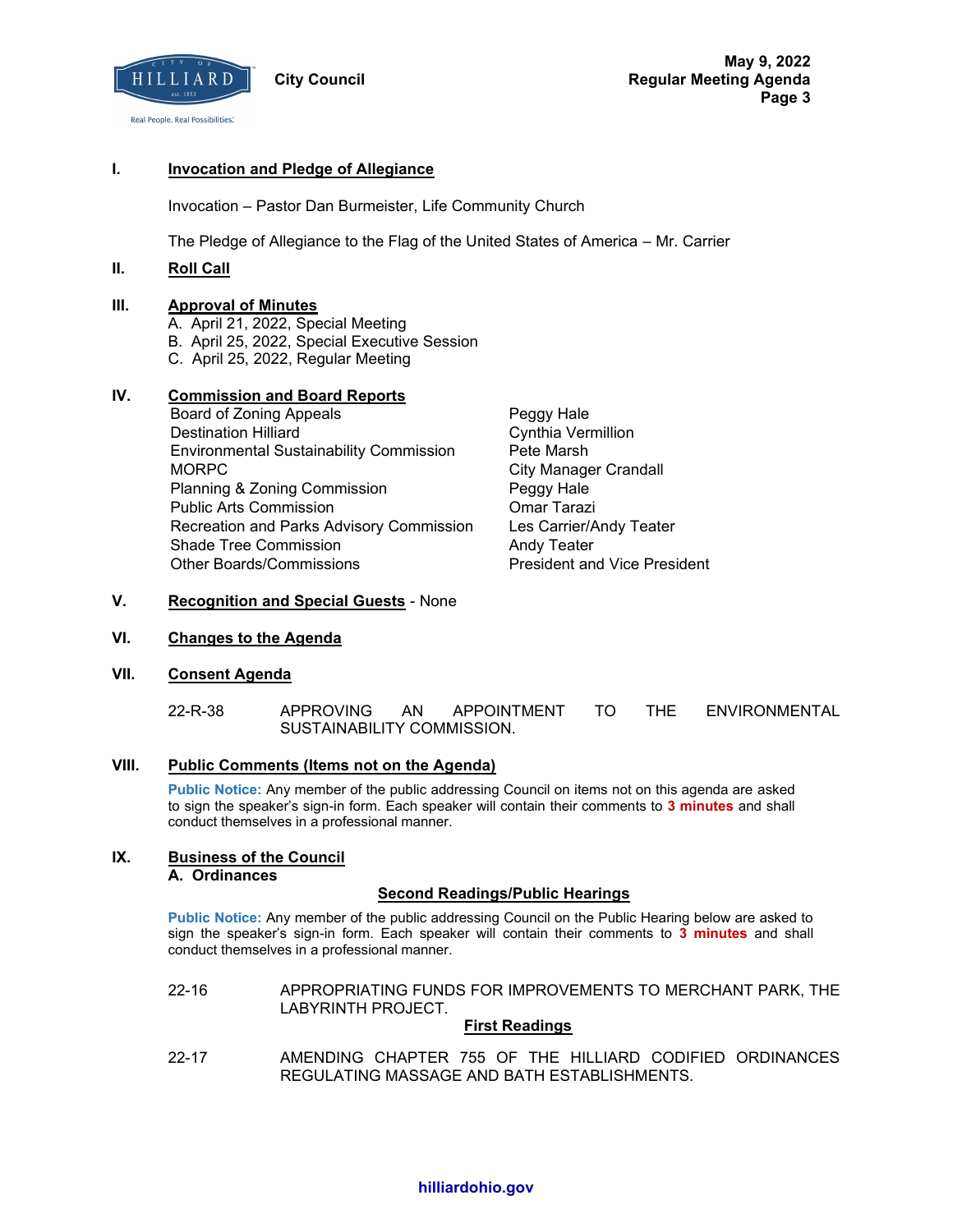## I. Invocation and Pledge of Allegiance

Invocation – Pastor Dan Burmeister, Life Community Church

The Pledge of Allegiance to the Flag of the United States of America – Mr. Carrier

## II. Roll Call

## III. Approval of Minutes

A. April 21, 2022, Special Meeting
B. April 25, 2022, Special Executive Session
C. April 25, 2022, Regular Meeting

## IV. Commission and Board Reports

| | |
|---|---|
| Board of Zoning Appeals | Peggy Hale |
| Destination Hilliard | Cynthia Vermillion |
| Environmental Sustainability Commission | Pete Marsh |
| MORPC | City Manager Crandall |
| Planning & Zoning Commission | Peggy Hale |
| Public Arts Commission | Omar Tarazi |
| Recreation and Parks Advisory Commission | Les Carrier/Andy Teater |
| Shade Tree Commission | Andy Teater |
| Other Boards/Commissions | President and Vice President |

## V. Recognition and Special Guests - None

## VI. Changes to the Agenda

## VII. Consent Agenda

22-R-38 APPROVING AN APPOINTMENT TO THE ENVIRONMENTAL SUSTAINABILITY COMMISSION.

## VIII. Public Comments (Items not on the Agenda)

**Public Notice:** Any member of the public addressing Council on items not on this agenda are asked to sign the speaker's sign-in form. Each speaker will contain their comments to **3 minutes** and shall conduct themselves in a professional manner.

## IX. Business of the Council

### A. Ordinances

#### Second Readings/Public Hearings

**Public Notice:** Any member of the public addressing Council on the Public Hearing below are asked to sign the speaker's sign-in form. Each speaker will contain their comments to **3 minutes** and shall conduct themselves in a professional manner.

22-16 APPROPRIATING FUNDS FOR IMPROVEMENTS TO MERCHANT PARK, THE LABYRINTH PROJECT.

#### First Readings

22-17 AMENDING CHAPTER 755 OF THE HILLIARD CODIFIED ORDINANCES REGULATING MASSAGE AND BATH ESTABLISHMENTS.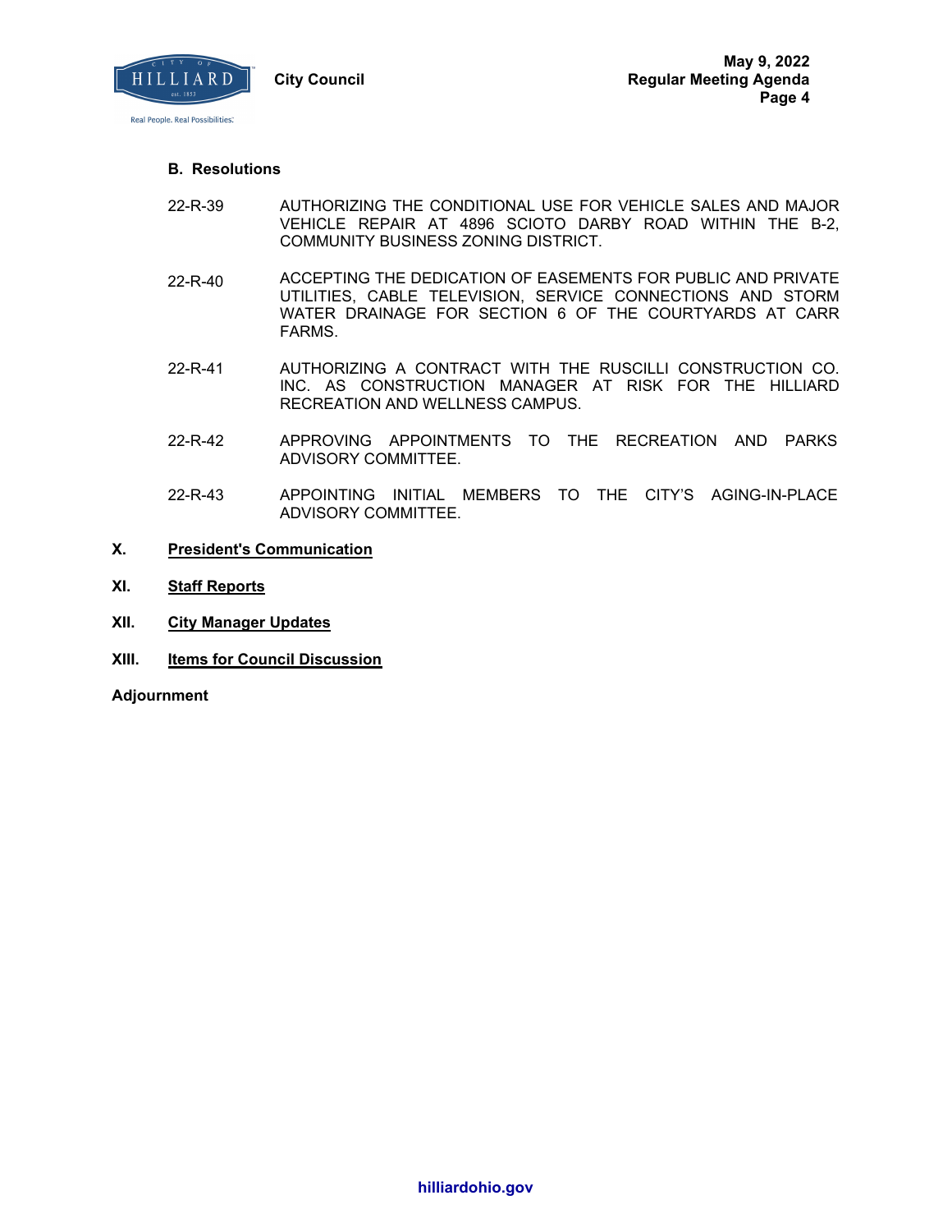**B. Resolutions**

22-R-39 AUTHORIZING THE CONDITIONAL USE FOR VEHICLE SALES AND MAJOR VEHICLE REPAIR AT 4896 SCIOTO DARBY ROAD WITHIN THE B-2, COMMUNITY BUSINESS ZONING DISTRICT.

22-R-40 ACCEPTING THE DEDICATION OF EASEMENTS FOR PUBLIC AND PRIVATE UTILITIES, CABLE TELEVISION, SERVICE CONNECTIONS AND STORM WATER DRAINAGE FOR SECTION 6 OF THE COURTYARDS AT CARR FARMS.

22-R-41 AUTHORIZING A CONTRACT WITH THE RUSCILLI CONSTRUCTION CO. INC. AS CONSTRUCTION MANAGER AT RISK FOR THE HILLIARD RECREATION AND WELLNESS CAMPUS.

22-R-42 APPROVING APPOINTMENTS TO THE RECREATION AND PARKS ADVISORY COMMITTEE.

22-R-43 APPOINTING INITIAL MEMBERS TO THE CITY'S AGING-IN-PLACE ADVISORY COMMITTEE.

**X. President's Communication**

**XI. Staff Reports**

**XII. City Manager Updates**

**XIII. Items for Council Discussion**

**Adjournment**